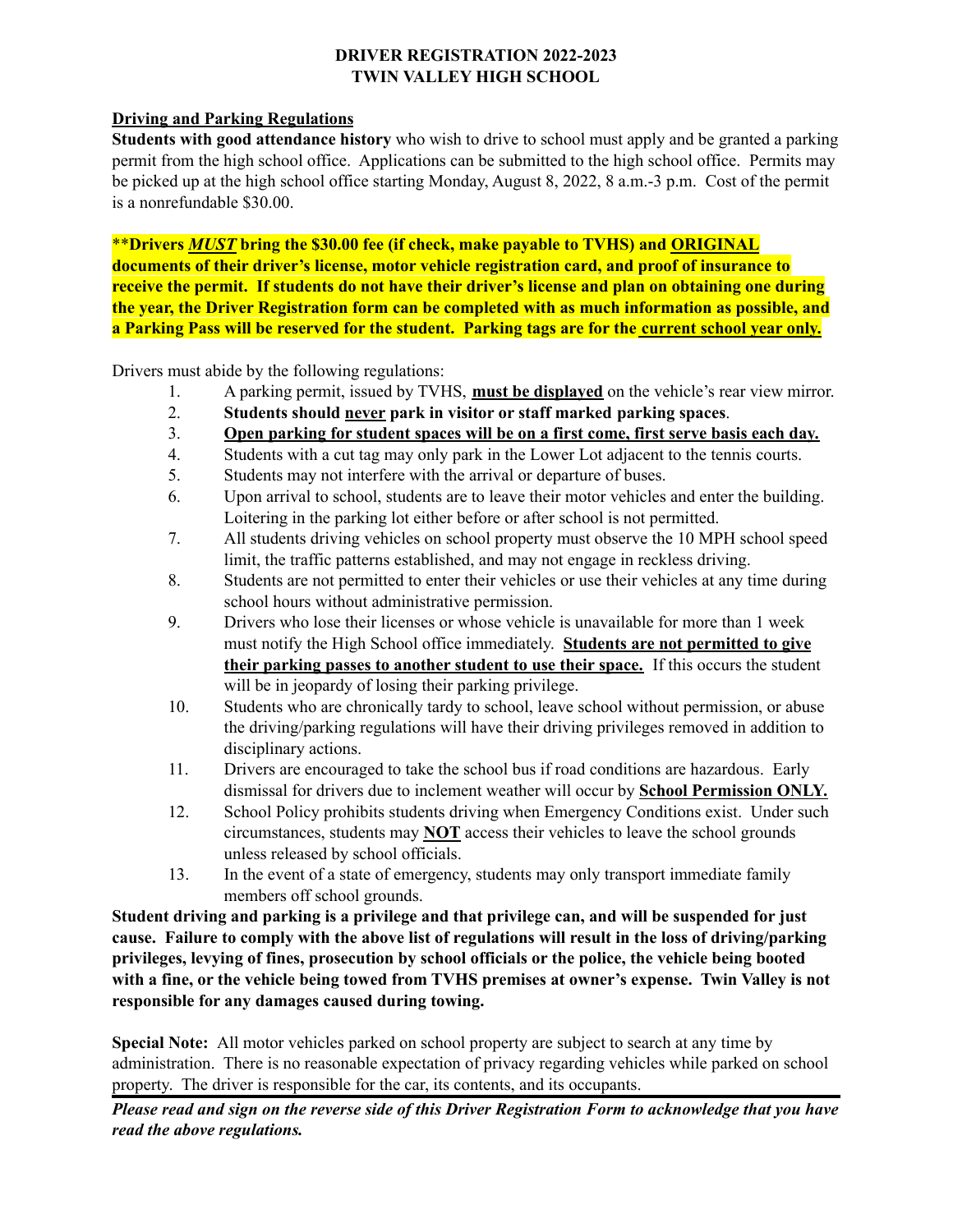# DRIVER REGISTRATION 2022-2023
# TWIN VALLEY HIGH SCHOOL

**Driving and Parking Regulations**

**Students with good attendance history** who wish to drive to school must apply and be granted a parking permit from the high school office. Applications can be submitted to the high school office. Permits may be picked up at the high school office starting Monday, August 8, 2022, 8 a.m.-3 p.m. Cost of the permit is a nonrefundable $30.00.

\*\***Drivers *MUST* bring the $30.00 fee (if check, make payable to TVHS) and ORIGINAL documents of their driver's license, motor vehicle registration card, and proof of insurance to receive the permit. If students do not have their driver's license and plan on obtaining one during the year, the Driver Registration form can be completed with as much information as possible, and a Parking Pass will be reserved for the student. Parking tags are for the current school year only.**

Drivers must abide by the following regulations:

1. A parking permit, issued by TVHS, **must be displayed** on the vehicle's rear view mirror.
2. **Students should never park in visitor or staff marked parking spaces**.
3. **Open parking for student spaces will be on a first come, first serve basis each day.**
4. Students with a cut tag may only park in the Lower Lot adjacent to the tennis courts.
5. Students may not interfere with the arrival or departure of buses.
6. Upon arrival to school, students are to leave their motor vehicles and enter the building. Loitering in the parking lot either before or after school is not permitted.
7. All students driving vehicles on school property must observe the 10 MPH school speed limit, the traffic patterns established, and may not engage in reckless driving.
8. Students are not permitted to enter their vehicles or use their vehicles at any time during school hours without administrative permission.
9. Drivers who lose their licenses or whose vehicle is unavailable for more than 1 week must notify the High School office immediately. **Students are not permitted to give their parking passes to another student to use their space.** If this occurs the student will be in jeopardy of losing their parking privilege.
10. Students who are chronically tardy to school, leave school without permission, or abuse the driving/parking regulations will have their driving privileges removed in addition to disciplinary actions.
11. Drivers are encouraged to take the school bus if road conditions are hazardous. Early dismissal for drivers due to inclement weather will occur by **School Permission ONLY.**
12. School Policy prohibits students driving when Emergency Conditions exist. Under such circumstances, students may **NOT** access their vehicles to leave the school grounds unless released by school officials.
13. In the event of a state of emergency, students may only transport immediate family members off school grounds.

**Student driving and parking is a privilege and that privilege can, and will be suspended for just cause. Failure to comply with the above list of regulations will result in the loss of driving/parking privileges, levying of fines, prosecution by school officials or the police, the vehicle being booted with a fine, or the vehicle being towed from TVHS premises at owner's expense. Twin Valley is not responsible for any damages caused during towing.**

**Special Note:** All motor vehicles parked on school property are subject to search at any time by administration. There is no reasonable expectation of privacy regarding vehicles while parked on school property. The driver is responsible for the car, its contents, and its occupants.

***Please read and sign on the reverse side of this Driver Registration Form to acknowledge that you have read the above regulations.***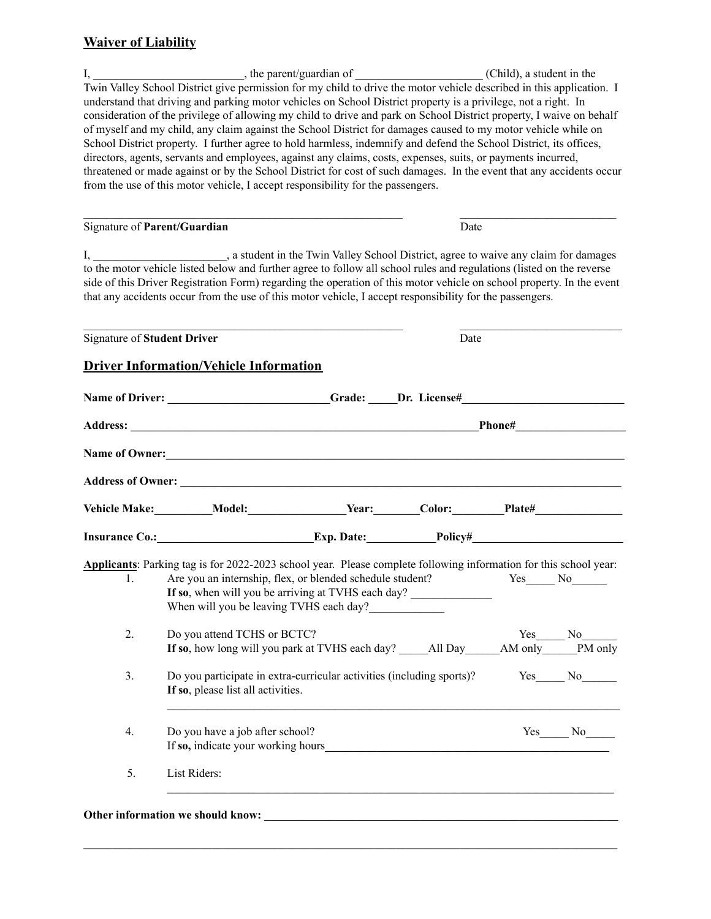## Waiver of Liability

I, __________________________, the parent/guardian of ______________________ (Child), a student in the Twin Valley School District give permission for my child to drive the motor vehicle described in this application. I understand that driving and parking motor vehicles on School District property is a privilege, not a right. In consideration of the privilege of allowing my child to drive and park on School District property, I waive on behalf of myself and my child, any claim against the School District for damages caused to my motor vehicle while on School District property. I further agree to hold harmless, indemnify and defend the School District, its offices, directors, agents, servants and employees, against any claims, costs, expenses, suits, or payments incurred, threatened or made against or by the School District for cost of such damages. In the event that any accidents occur from the use of this motor vehicle, I accept responsibility for the passengers.

_______________________________________________________ ___________________________

Signature of **Parent/Guardian** Date

I, _______________________, a student in the Twin Valley School District, agree to waive any claim for damages to the motor vehicle listed below and further agree to follow all school rules and regulations (listed on the reverse side of this Driver Registration Form) regarding the operation of this motor vehicle on school property. In the event that any accidents occur from the use of this motor vehicle, I accept responsibility for the passengers.

_______________________________________________________ ___________________________

Signature of **Student Driver** Date

## Driver Information/Vehicle Information

**Name of Driver: ____________________________Grade: _____Dr. License#____________________________**

**Address: _______________________________________________________________Phone#___________________**

**Name of Owner:_________________________________________________________________________________**

**Address of Owner: ______________________________________________________________________________**

**Vehicle Make:__________Model:_________________Year:________Color:_________Plate#_______________**

**Insurance Co.:___________________________Exp. Date:____________Policy#__________________________**

**Applicants**: Parking tag is for 2022-2023 school year. Please complete following information for this school year:

1. Are you an internship, flex, or blended schedule student? Yes_____ No______
   **If so**, when will you be arriving at TVHS each day? ______________
   When will you be leaving TVHS each day?_____________

2. Do you attend TCHS or BCTC? Yes_____ No______
   **If so**, how long will you park at TVHS each day? _____All Day______AM only______PM only

3. Do you participate in extra-curricular activities (including sports)? Yes_____ No______
   **If so**, please list all activities.
   ______________________________________________________________________________

4. Do you have a job after school? Yes_____ No_____
   If **so,** indicate your working hours_____________________________________________________

5. List Riders:
   ______________________________________________________________________________

**Other information we should know: _______________________________________________________________**

______________________________________________________________________________________________